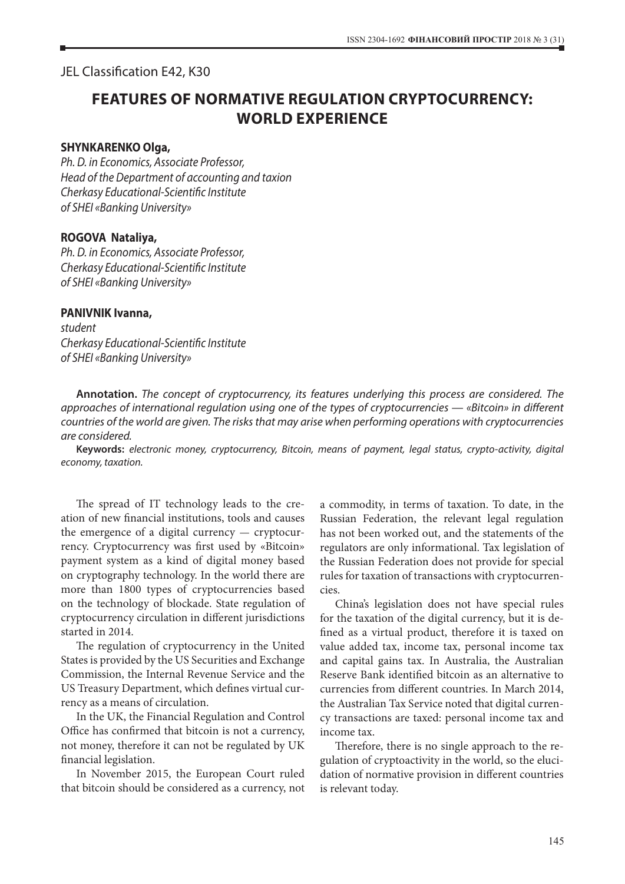JEL Classification E42, K30

# FEATURES OF NORMATIVE REGULATION CRYPTOCURRENCY: WORLD EXPERIENCE

**SHYNKARENKO Olga,**
*Ph. D. in Economics, Associate Professor,*
*Head of the Department of accounting and taxion*
*Cherkasy Educational-Scientific Institute*
*of SHEI «Banking University»*

**ROGOVA Nataliya,**
*Ph. D. in Economics, Associate Professor,*
*Cherkasy Educational-Scientific Institute*
*of SHEI «Banking University»*

**PANIVNIK Ivanna,**
*student*
*Cherkasy Educational-Scientific Institute*
*of SHEI «Banking University»*

**Annotation.** *The concept of cryptocurrency, its features underlying this process are considered. The approaches of international regulation using one of the types of cryptocurrencies — «Bitcoin» in different countries of the world are given. The risks that may arise when performing operations with cryptocurrencies are considered.*

**Keywords:** *electronic money, cryptocurrency, Bitcoin, means of payment, legal status, crypto-activity, digital economy, taxation.*

The spread of IT technology leads to the creation of new financial institutions, tools and causes the emergence of a digital currency — cryptocurrency. Cryptocurrency was first used by «Bitcoin» payment system as a kind of digital money based on cryptography technology. In the world there are more than 1800 types of cryptocurrencies based on the technology of blockade. State regulation of cryptocurrency circulation in different jurisdictions started in 2014.

The regulation of cryptocurrency in the United States is provided by the US Securities and Exchange Commission, the Internal Revenue Service and the US Treasury Department, which defines virtual currency as a means of circulation.

In the UK, the Financial Regulation and Control Office has confirmed that bitcoin is not a currency, not money, therefore it can not be regulated by UK financial legislation.

In November 2015, the European Court ruled that bitcoin should be considered as a currency, not a commodity, in terms of taxation. To date, in the Russian Federation, the relevant legal regulation has not been worked out, and the statements of the regulators are only informational. Tax legislation of the Russian Federation does not provide for special rules for taxation of transactions with cryptocurrencies.

China's legislation does not have special rules for the taxation of the digital currency, but it is defined as a virtual product, therefore it is taxed on value added tax, income tax, personal income tax and capital gains tax. In Australia, the Australian Reserve Bank identified bitcoin as an alternative to currencies from different countries. In March 2014, the Australian Tax Service noted that digital currency transactions are taxed: personal income tax and income tax.

Therefore, there is no single approach to the regulation of cryptoactivity in the world, so the elucidation of normative provision in different countries is relevant today.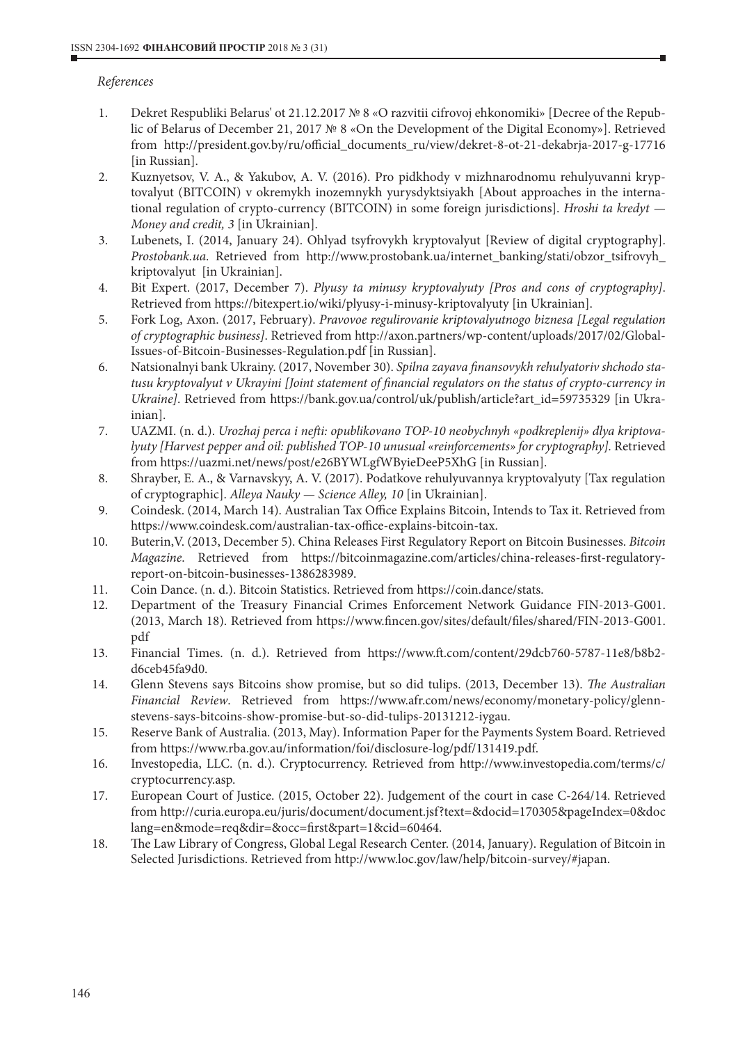*References*

1. Dekret Respubliki Belarus' ot 21.12.2017 № 8 «O razvitii cifrovoj ehkonomiki» [Decree of the Republic of Belarus of December 21, 2017 № 8 «On the Development of the Digital Economy»]. Retrieved from http://president.gov.by/ru/official_documents_ru/view/dekret-8-ot-21-dekabrja-2017-g-17716 [in Russian].
2. Kuznyetsov, V. A., & Yakubov, A. V. (2016). Pro pidkhody v mizhnarodnomu rehulyuvanni kryptovalyut (BITCOIN) v okremykh inozemnykh yurysdyktsiyakh [About approaches in the international regulation of crypto-currency (BITCOIN) in some foreign jurisdictions]. *Hroshi ta kredyt — Money and credit, 3* [in Ukrainian].
3. Lubenets, I. (2014, January 24). Ohlyad tsyfrovykh kryptovalyut [Review of digital cryptography]. *Prostobank.ua.* Retrieved from http://www.prostobank.ua/internet_banking/stati/obzor_tsifrovyh_kriptovalyut [in Ukrainian].
4. Bit Expert. (2017, December 7). *Plyusy ta minusy kryptovalyuty [Pros and cons of cryptography].* Retrieved from https://bitexpert.io/wiki/plyusy-i-minusy-kriptovalyuty [in Ukrainian].
5. Fork Log, Axon. (2017, February). *Pravovoe regulirovanie kriptovalyutnogo biznesa [Legal regulation of cryptographic business].* Retrieved from http://axon.partners/wp-content/uploads/2017/02/Global-Issues-of-Bitcoin-Businesses-Regulation.pdf [in Russian].
6. Natsionalnyi bank Ukrainy. (2017, November 30). *Spilna zayava finansovykh rehulyatoriv shchodo statusu kryptovalyut v Ukrayini [Joint statement of financial regulators on the status of crypto-currency in Ukraine].* Retrieved from https://bank.gov.ua/control/uk/publish/article?art_id=59735329 [in Ukrainian].
7. UAZMI. (n. d.). *Urozhaj perca i nefti: opublikovano TOP-10 neobychnyh «podkreplenij» dlya kriptovalyuty [Harvest pepper and oil: published TOP-10 unusual «reinforcements» for cryptography].* Retrieved from https://uazmi.net/news/post/e26BYWLgfWByieDeeP5XhG [in Russian].
8. Shrayber, E. A., & Varnavskyy, A. V. (2017). Podatkove rehulyuvannya kryptovalyuty [Tax regulation of cryptographic]. *Alleya Nauky — Science Alley, 10* [in Ukrainian].
9. Coindesk. (2014, March 14). Australian Tax Office Explains Bitcoin, Intends to Tax it. Retrieved from https://www.coindesk.com/australian-tax-office-explains-bitcoin-tax.
10. Buterin,V. (2013, December 5). China Releases First Regulatory Report on Bitcoin Businesses. *Bitcoin Magazine.* Retrieved from https://bitcoinmagazine.com/articles/china-releases-first-regulatory-report-on-bitcoin-businesses-1386283989.
11. Coin Dance. (n. d.). Bitcoin Statistics. Retrieved from https://coin.dance/stats.
12. Department of the Treasury Financial Crimes Enforcement Network Guidance FIN-2013-G001. (2013, March 18). Retrieved from https://www.fincen.gov/sites/default/files/shared/FIN-2013-G001.pdf
13. Financial Times. (n. d.). Retrieved from https://www.ft.com/content/29dcb760-5787-11e8/b8b2-d6ceb45fa9d0.
14. Glenn Stevens says Bitcoins show promise, but so did tulips. (2013, December 13). *The Australian Financial Review*. Retrieved from https://www.afr.com/news/economy/monetary-policy/glenn-stevens-says-bitcoins-show-promise-but-so-did-tulips-20131212-iygau.
15. Reserve Bank of Australia. (2013, May). Information Paper for the Payments System Board. Retrieved from https://www.rba.gov.au/information/foi/disclosure-log/pdf/131419.pdf.
16. Investopedia, LLC. (n. d.). Cryptocurrency. Retrieved from http://www.investopedia.com/terms/c/cryptocurrency.asp.
17. European Court of Justice. (2015, October 22). Judgement of the court in case C-264/14. Retrieved from http://curia.europa.eu/juris/document/document.jsf?text=&docid=170305&pageIndex=0&doclang=en&mode=req&dir=&occ=first&part=1&cid=60464.
18. The Law Library of Congress, Global Legal Research Center. (2014, January). Regulation of Bitcoin in Selected Jurisdictions. Retrieved from http://www.loc.gov/law/help/bitcoin-survey/#japan.